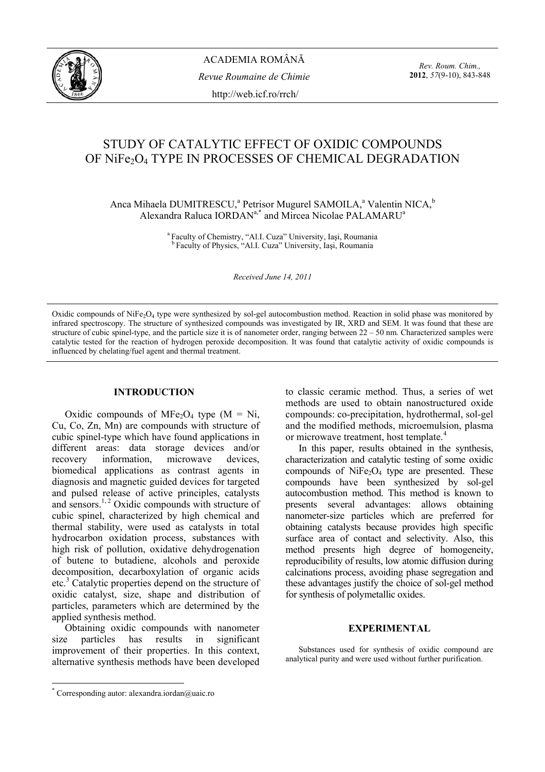# STUDY OF CATALYTIC EFFECT OF OXIDIC COMPOUNDS OF $NiFe_2O_4$ TYPE IN PROCESSES OF CHEMICAL DEGRADATION

Anca Mihaela DUMITRESCU,[a] Petrisor Mugurel SAMOILA,[a] Valentin NICA,[b] Alexandra Raluca IORDAN[a,*] and Mircea Nicolae PALAMARU[a]

[a] Faculty of Chemistry, "Al.I. Cuza" University, Iași, Roumania
[b] Faculty of Physics, "Al.I. Cuza" University, Iaşi, Roumania

*Received June 14, 2011*

Oxidic compounds of $NiFe_2O_4$ type were synthesized by sol-gel autocombustion method. Reaction in solid phase was monitored by infrared spectroscopy. The structure of synthesized compounds was investigated by IR, XRD and SEM. It was found that these are structure of cubic spinel-type, and the particle size it is of nanometer order, ranging between 22 – 50 nm. Characterized samples were catalytic tested for the reaction of hydrogen peroxide decomposition. It was found that catalytic activity of oxidic compounds is influenced by chelating/fuel agent and thermal treatment.

## INTRODUCTION

Oxidic compounds of $MFe_2O_4$ type (M = Ni, Cu, Co, Zn, Mn) are compounds with structure of cubic spinel-type which have found applications in different areas: data storage devices and/or recovery information, microwave devices, biomedical applications as contrast agents in diagnosis and magnetic guided devices for targeted and pulsed release of active principles, catalysts and sensors.[1, 2] Oxidic compounds with structure of cubic spinel, characterized by high chemical and thermal stability, were used as catalysts in total hydrocarbon oxidation process, substances with high risk of pollution, oxidative dehydrogenation of butene to butadiene, alcohols and peroxide decomposition, decarboxylation of organic acids etc.[3] Catalytic properties depend on the structure of oxidic catalyst, size, shape and distribution of particles, parameters which are determined by the applied synthesis method.

Obtaining oxidic compounds with nanometer size particles has results in significant improvement of their properties. In this context, alternative synthesis methods have been developed to classic ceramic method. Thus, a series of wet methods are used to obtain nanostructured oxide compounds: co-precipitation, hydrothermal, sol-gel and the modified methods, microemulsion, plasma or microwave treatment, host template.[4]

In this paper, results obtained in the synthesis, characterization and catalytic testing of some oxidic compounds of $NiFe_2O_4$ type are presented. These compounds have been synthesized by sol-gel autocombustion method. This method is known to presents several advantages: allows obtaining nanometer-size particles which are preferred for obtaining catalysts because provides high specific surface area of contact and selectivity. Also, this method presents high degree of homogeneity, reproducibility of results, low atomic diffusion during calcinations process, avoiding phase segregation and these advantages justify the choice of sol-gel method for synthesis of polymetallic oxides.

## EXPERIMENTAL

Substances used for synthesis of oxidic compound are analytical purity and were used without further purification.

---

* Corresponding autor: alexandra.iordan@uaic.ro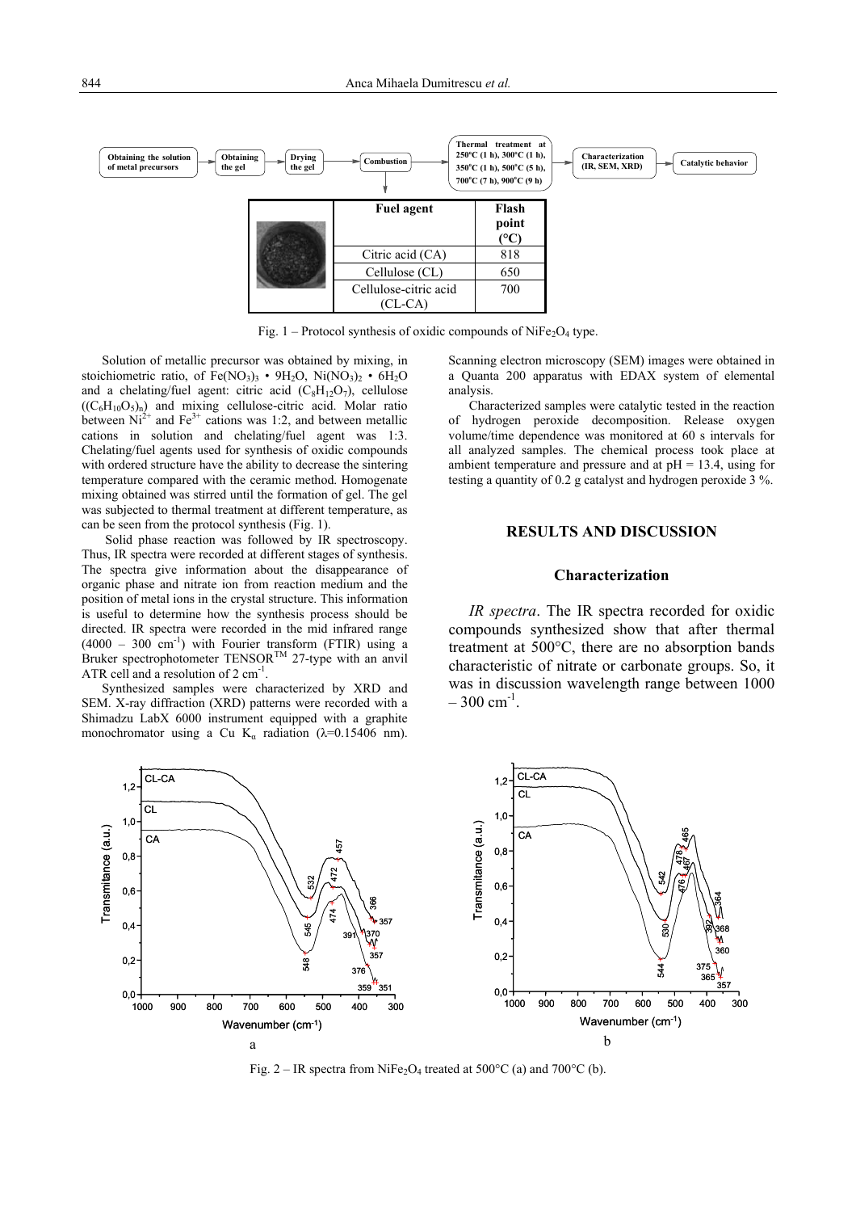| Fuel agent | Flash point (°C) |
|---|---|
| Citric acid (CA) | 818 |
| Cellulose (CL) | 650 |
| Cellulose-citric acid (CL-CA) | 700 |

Fig. 1 – Protocol synthesis of oxidic compounds of $NiFe_2O_4$ type.

Solution of metallic precursor was obtained by mixing, in stoichiometric ratio, of $Fe(NO_3)_3 \cdot 9H_2O$, $Ni(NO_3)_2 \cdot 6H_2O$ and a chelating/fuel agent: citric acid ($C_8H_{12}O_7$), cellulose ($(C_6H_{10}O_5)_n$) and mixing cellulose-citric acid. Molar ratio between $Ni^{2+}$ and $Fe^{3+}$ cations was 1:2, and between metallic cations in solution and chelating/fuel agent was 1:3. Chelating/fuel agents used for synthesis of oxidic compounds with ordered structure have the ability to decrease the sintering temperature compared with the ceramic method. Homogenate mixing obtained was stirred until the formation of gel. The gel was subjected to thermal treatment at different temperature, as can be seen from the protocol synthesis (Fig. 1).

Solid phase reaction was followed by IR spectroscopy. Thus, IR spectra were recorded at different stages of synthesis. The spectra give information about the disappearance of organic phase and nitrate ion from reaction medium and the position of metal ions in the crystal structure. This information is useful to determine how the synthesis process should be directed. IR spectra were recorded in the mid infrared range (4000 – 300 $cm^{-1}$) with Fourier transform (FTIR) using a Bruker spectrophotometer TENSOR™ 27-type with an anvil ATR cell and a resolution of 2 $cm^{-1}$.

Synthesized samples were characterized by XRD and SEM. X-ray diffraction (XRD) patterns were recorded with a Shimadzu LabX 6000 instrument equipped with a graphite monochromator using a Cu $K_\alpha$ radiation ($\lambda$=0.15406 nm). Scanning electron microscopy (SEM) images were obtained in a Quanta 200 apparatus with EDAX system of elemental analysis.

Characterized samples were catalytic tested in the reaction of hydrogen peroxide decomposition. Release oxygen volume/time dependence was monitored at 60 s intervals for all analyzed samples. The chemical process took place at ambient temperature and pressure and at pH = 13.4, using for testing a quantity of 0.2 g catalyst and hydrogen peroxide 3 %.

## RESULTS AND DISCUSSION

### Characterization

*IR spectra*. The IR spectra recorded for oxidic compounds synthesized show that after thermal treatment at 500°C, there are no absorption bands characteristic of nitrate or carbonate groups. So, it was in discussion wavelength range between 1000 – 300 $cm^{-1}$.

Fig. 2 – IR spectra from $NiFe_2O_4$ treated at 500°C (a) and 700°C (b).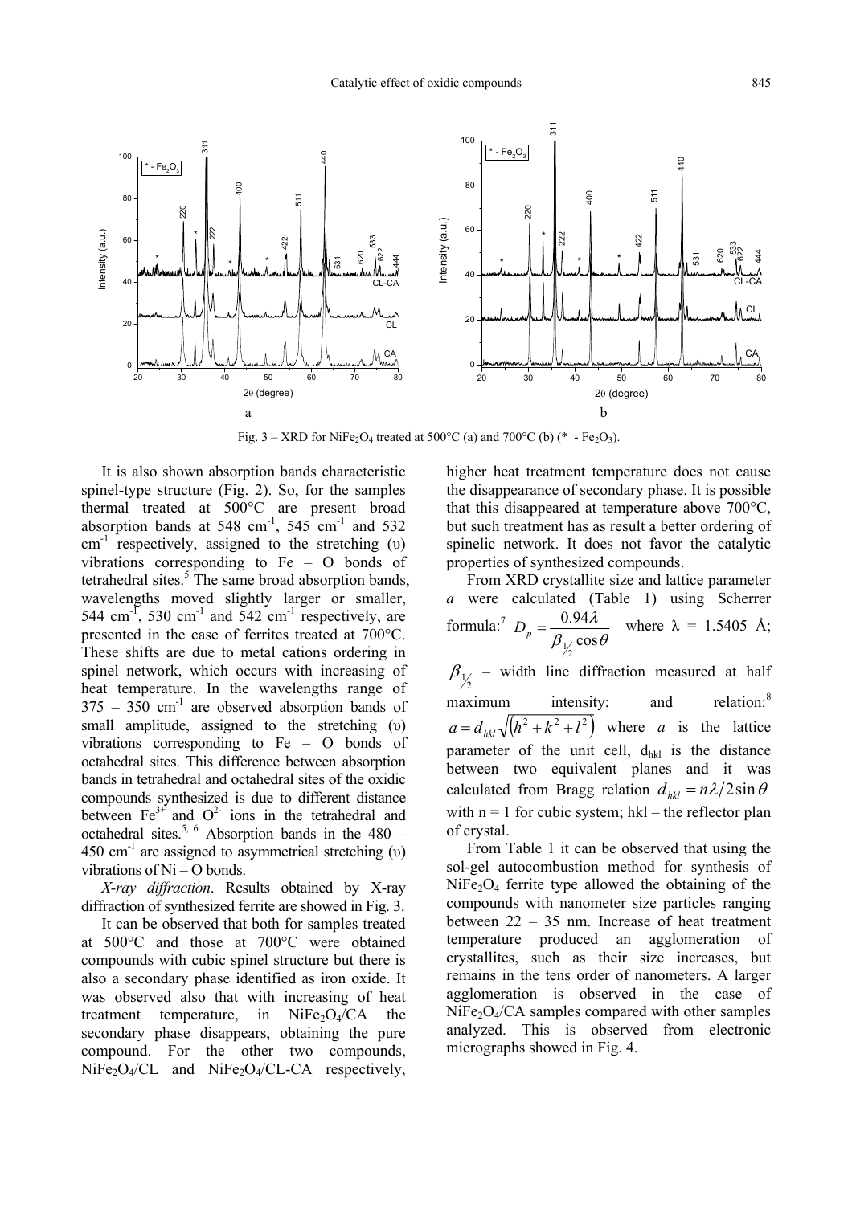Fig. 3 – XRD for $NiFe_2O_4$ treated at 500°C (a) and 700°C (b) (* - $Fe_2O_3$).

It is also shown absorption bands characteristic spinel-type structure (Fig. 2). So, for the samples thermal treated at 500°C are present broad absorption bands at 548 $cm^{-1}$, 545 $cm^{-1}$ and 532 $cm^{-1}$ respectively, assigned to the stretching (υ) vibrations corresponding to Fe – O bonds of tetrahedral sites.[5] The same broad absorption bands, wavelengths moved slightly larger or smaller, 544 $cm^{-1}$, 530 $cm^{-1}$ and 542 $cm^{-1}$ respectively, are presented in the case of ferrites treated at 700°C. These shifts are due to metal cations ordering in spinel network, which occurs with increasing of heat temperature. In the wavelengths range of 375 – 350 $cm^{-1}$ are observed absorption bands of small amplitude, assigned to the stretching (υ) vibrations corresponding to Fe – O bonds of octahedral sites. This difference between absorption bands in tetrahedral and octahedral sites of the oxidic compounds synthesized is due to different distance between $Fe^{3+}$ and $O^{2-}$ ions in the tetrahedral and octahedral sites.[5, 6] Absorption bands in the 480 – 450 $cm^{-1}$ are assigned to asymmetrical stretching (υ) vibrations of Ni – O bonds.

*X-ray diffraction*. Results obtained by X-ray diffraction of synthesized ferrite are showed in Fig. 3.

It can be observed that both for samples treated at 500°C and those at 700°C were obtained compounds with cubic spinel structure but there is also a secondary phase identified as iron oxide. It was observed also that with increasing of heat treatment temperature, in $NiFe_2O_4$/CA the secondary phase disappears, obtaining the pure compound. For the other two compounds, $NiFe_2O_4$/CL and $NiFe_2O_4$/CL-CA respectively, higher heat treatment temperature does not cause the disappearance of secondary phase. It is possible that this disappeared at temperature above 700°C, but such treatment has as result a better ordering of spinelic network. It does not favor the catalytic properties of synthesized compounds.

From XRD crystallite size and lattice parameter *a* were calculated (Table 1) using Scherrer formula:[7] $D_p = \dfrac{0.94\lambda}{\beta_{1/2}\cos\theta}$ where λ = 1.5405 Å; $\beta_{1/2}$ – width line diffraction measured at half maximum intensity; and relation:[8] $a = d_{hkl}\sqrt{(h^2 + k^2 + l^2)}$ where *a* is the lattice parameter of the unit cell, $d_{hkl}$ is the distance between two equivalent planes and it was calculated from Bragg relation $d_{hkl} = n\lambda/2\sin\theta$ with n = 1 for cubic system; hkl – the reflector plan of crystal.

From Table 1 it can be observed that using the sol-gel autocombustion method for synthesis of $NiFe_2O_4$ ferrite type allowed the obtaining of the compounds with nanometer size particles ranging between 22 – 35 nm. Increase of heat treatment temperature produced an agglomeration of crystallites, such as their size increases, but remains in the tens order of nanometers. A larger agglomeration is observed in the case of $NiFe_2O_4$/CA samples compared with other samples analyzed. This is observed from electronic micrographs showed in Fig. 4.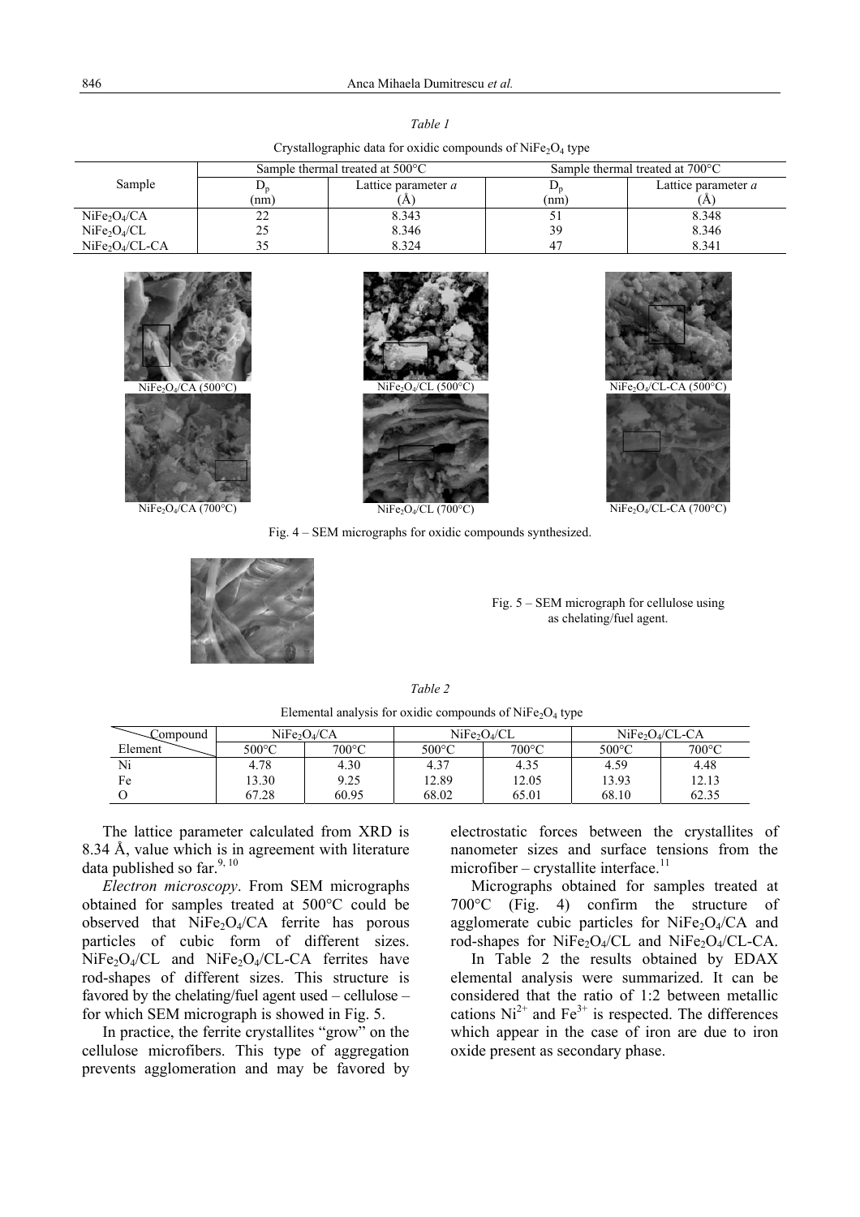*Table 1*

Crystallographic data for oxidic compounds of $NiFe_2O_4$ type

| Sample | Sample thermal treated at 500°C | | Sample thermal treated at 700°C | |
|---|---|---|---|---|
| | $D_p$ (nm) | Lattice parameter *a* (Å) | $D_p$ (nm) | Lattice parameter *a* (Å) |
| $NiFe_2O_4$/CA | 22 | 8.343 | 51 | 8.348 |
| $NiFe_2O_4$/CL | 25 | 8.346 | 39 | 8.346 |
| $NiFe_2O_4$/CL-CA | 35 | 8.324 | 47 | 8.341 |

$NiFe_2O_4$/CA (500°C) $NiFe_2O_4$/CL (500°C) $NiFe_2O_4$/CL-CA (500°C)

$NiFe_2O_4$/CA (700°C) $NiFe_2O_4$/CL (700°C) $NiFe_2O_4$/CL-CA (700°C)

Fig. 4 – SEM micrographs for oxidic compounds synthesized.

Fig. 5 – SEM micrograph for cellulose using as chelating/fuel agent.

*Table 2*

Elemental analysis for oxidic compounds of $NiFe_2O_4$ type

| Compound / Element | $NiFe_2O_4$/CA | | $NiFe_2O_4$/CL | | $NiFe_2O_4$/CL-CA | |
|---|---|---|---|---|---|---|
| | 500°C | 700°C | 500°C | 700°C | 500°C | 700°C |
| Ni | 4.78 | 4.30 | 4.37 | 4.35 | 4.59 | 4.48 |
| Fe | 13.30 | 9.25 | 12.89 | 12.05 | 13.93 | 12.13 |
| O | 67.28 | 60.95 | 68.02 | 65.01 | 68.10 | 62.35 |

The lattice parameter calculated from XRD is 8.34 Å, value which is in agreement with literature data published so far.[9, 10]

*Electron microscopy*. From SEM micrographs obtained for samples treated at 500°C could be observed that $NiFe_2O_4$/CA ferrite has porous particles of cubic form of different sizes. $NiFe_2O_4$/CL and $NiFe_2O_4$/CL-CA ferrites have rod-shapes of different sizes. This structure is favored by the chelating/fuel agent used – cellulose – for which SEM micrograph is showed in Fig. 5.

In practice, the ferrite crystallites "grow" on the cellulose microfibers. This type of aggregation prevents agglomeration and may be favored by electrostatic forces between the crystallites of nanometer sizes and surface tensions from the microfiber – crystallite interface.[11]

Micrographs obtained for samples treated at 700°C (Fig. 4) confirm the structure of agglomerate cubic particles for $NiFe_2O_4$/CA and rod-shapes for $NiFe_2O_4$/CL and $NiFe_2O_4$/CL-CA.

In Table 2 the results obtained by EDAX elemental analysis were summarized. It can be considered that the ratio of 1:2 between metallic cations $Ni^{2+}$ and $Fe^{3+}$ is respected. The differences which appear in the case of iron are due to iron oxide present as secondary phase.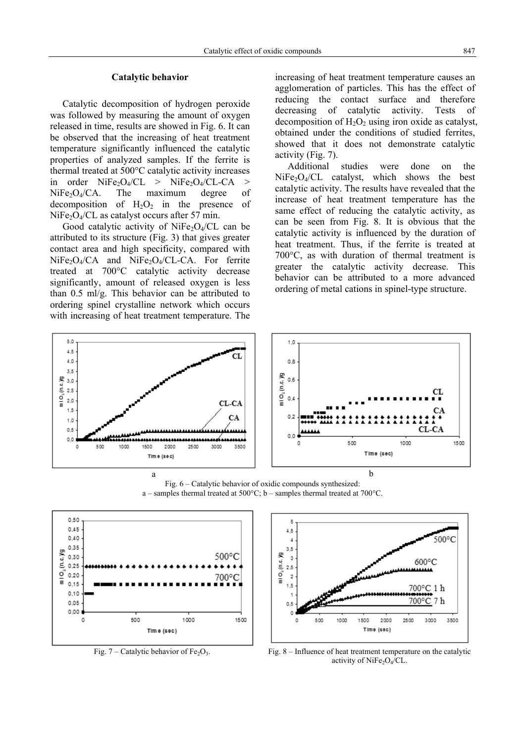### Catalytic behavior

Catalytic decomposition of hydrogen peroxide was followed by measuring the amount of oxygen released in time, results are showed in Fig. 6. It can be observed that the increasing of heat treatment temperature significantly influenced the catalytic properties of analyzed samples. If the ferrite is thermal treated at 500°C catalytic activity increases in order $NiFe_2O_4$/CL > $NiFe_2O_4$/CL-CA > $NiFe_2O_4$/CA. The maximum degree of decomposition of $H_2O_2$ in the presence of $NiFe_2O_4$/CL as catalyst occurs after 57 min.

Good catalytic activity of $NiFe_2O_4$/CL can be attributed to its structure (Fig. 3) that gives greater contact area and high specificity, compared with $NiFe_2O_4$/CA and $NiFe_2O_4$/CL-CA. For ferrite treated at 700°C catalytic activity decrease significantly, amount of released oxygen is less than 0.5 ml/g. This behavior can be attributed to ordering spinel crystalline network which occurs with increasing of heat treatment temperature. The increasing of heat treatment temperature causes an agglomeration of particles. This has the effect of reducing the contact surface and therefore decreasing of catalytic activity. Tests of decomposition of $H_2O_2$ using iron oxide as catalyst, obtained under the conditions of studied ferrites, showed that it does not demonstrate catalytic activity (Fig. 7).

Additional studies were done on the $NiFe_2O_4$/CL catalyst, which shows the best catalytic activity. The results have revealed that the increase of heat treatment temperature has the same effect of reducing the catalytic activity, as can be seen from Fig. 8. It is obvious that the catalytic activity is influenced by the duration of heat treatment. Thus, if the ferrite is treated at 700°C, as with duration of thermal treatment is greater the catalytic activity decrease. This behavior can be attributed to a more advanced ordering of metal cations in spinel-type structure.

Fig. 6 – Catalytic behavior of oxidic compounds synthesized:
a – samples thermal treated at 500°C; b – samples thermal treated at 700°C.

Fig. 7 – Catalytic behavior of $Fe_2O_3$.

Fig. 8 – Influence of heat treatment temperature on the catalytic activity of $NiFe_2O_4$/CL.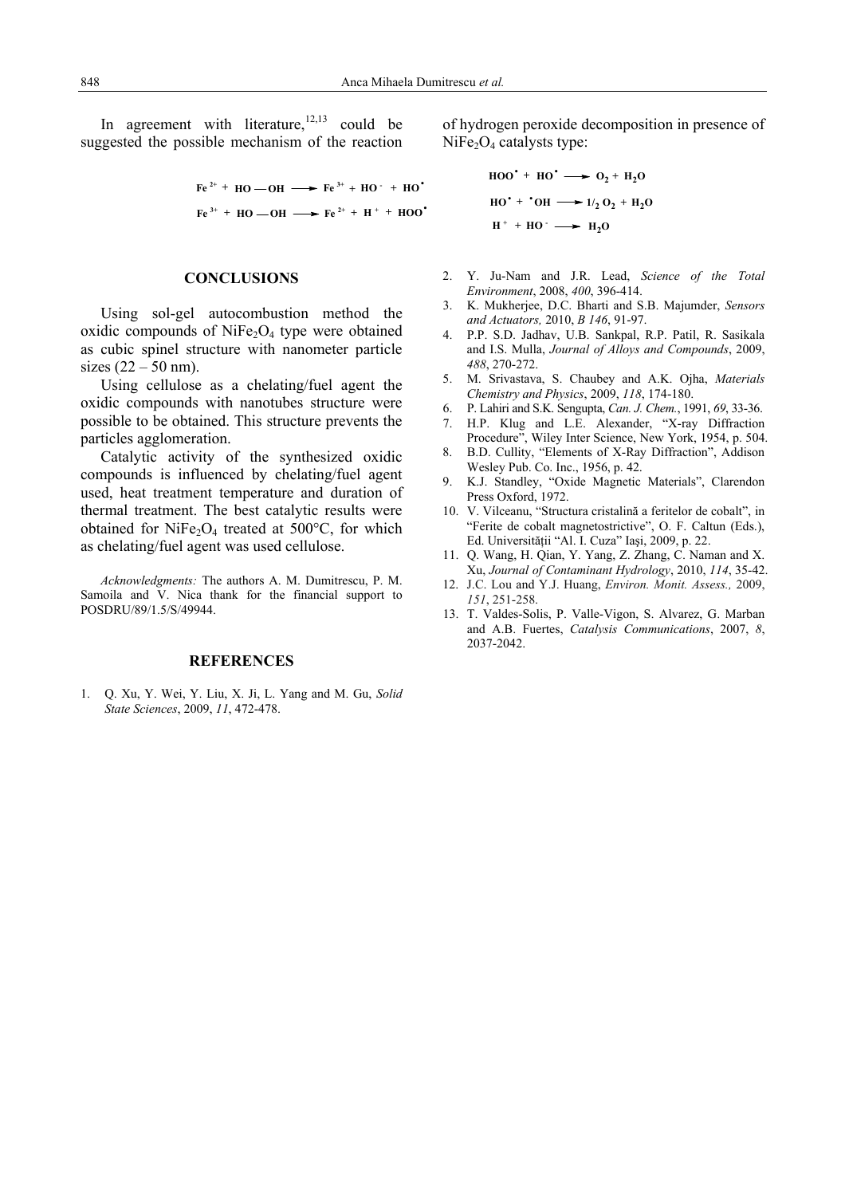In agreement with literature,[12,13] could be suggested the possible mechanism of the reaction of hydrogen peroxide decomposition in presence of $NiFe_2O_4$ catalysts type:

$$Fe^{2+} + HO-OH \longrightarrow Fe^{3+} + HO^- + HO^\bullet$$

$$Fe^{3+} + HO-OH \longrightarrow Fe^{2+} + H^+ + HOO^\bullet$$

$$HOO^\bullet + HO^\bullet \longrightarrow O_2 + H_2O$$

$$HO^\bullet + {}^\bullet OH \longrightarrow 1/_2\, O_2 + H_2O$$

$$H^+ + HO^- \longrightarrow H_2O$$

## CONCLUSIONS

Using sol-gel autocombustion method the oxidic compounds of $NiFe_2O_4$ type were obtained as cubic spinel structure with nanometer particle sizes (22 – 50 nm).

Using cellulose as a chelating/fuel agent the oxidic compounds with nanotubes structure were possible to be obtained. This structure prevents the particles agglomeration.

Catalytic activity of the synthesized oxidic compounds is influenced by chelating/fuel agent used, heat treatment temperature and duration of thermal treatment. The best catalytic results were obtained for $NiFe_2O_4$ treated at 500°C, for which as chelating/fuel agent was used cellulose.

*Acknowledgments:* The authors A. M. Dumitrescu, P. M. Samoila and V. Nica thank for the financial support to POSDRU/89/1.5/S/49944.

## REFERENCES

1. Q. Xu, Y. Wei, Y. Liu, X. Ji, L. Yang and M. Gu, *Solid State Sciences*, 2009, *11*, 472-478.
2. Y. Ju-Nam and J.R. Lead, *Science of the Total Environment*, 2008, *400*, 396-414.
3. K. Mukherjee, D.C. Bharti and S.B. Majumder, *Sensors and Actuators,* 2010, *B 146*, 91-97.
4. P.P. S.D. Jadhav, U.B. Sankpal, R.P. Patil, R. Sasikala and I.S. Mulla, *Journal of Alloys and Compounds*, 2009, *488*, 270-272.
5. M. Srivastava, S. Chaubey and A.K. Ojha, *Materials Chemistry and Physics*, 2009, *118*, 174-180.
6. P. Lahiri and S.K. Sengupta, *Can. J. Chem.*, 1991, *69*, 33-36.
7. H.P. Klug and L.E. Alexander, "X-ray Diffraction Procedure", Wiley Inter Science, New York, 1954, p. 504.
8. B.D. Cullity, "Elements of X-Ray Diffraction", Addison Wesley Pub. Co. Inc., 1956, p. 42.
9. K.J. Standley, "Oxide Magnetic Materials", Clarendon Press Oxford, 1972.
10. V. Vilceanu, "Structura cristalină a feritelor de cobalt", in "Ferite de cobalt magnetostrictive", O. F. Caltun (Eds.), Ed. Universității "Al. I. Cuza" Iași, 2009, p. 22.
11. Q. Wang, H. Qian, Y. Yang, Z. Zhang, C. Naman and X. Xu, *Journal of Contaminant Hydrology*, 2010, *114*, 35-42.
12. J.C. Lou and Y.J. Huang, *Environ. Monit. Assess.,* 2009, *151*, 251-258.
13. T. Valdes-Solis, P. Valle-Vigon, S. Alvarez, G. Marban and A.B. Fuertes, *Catalysis Communications*, 2007, *8*, 2037-2042.